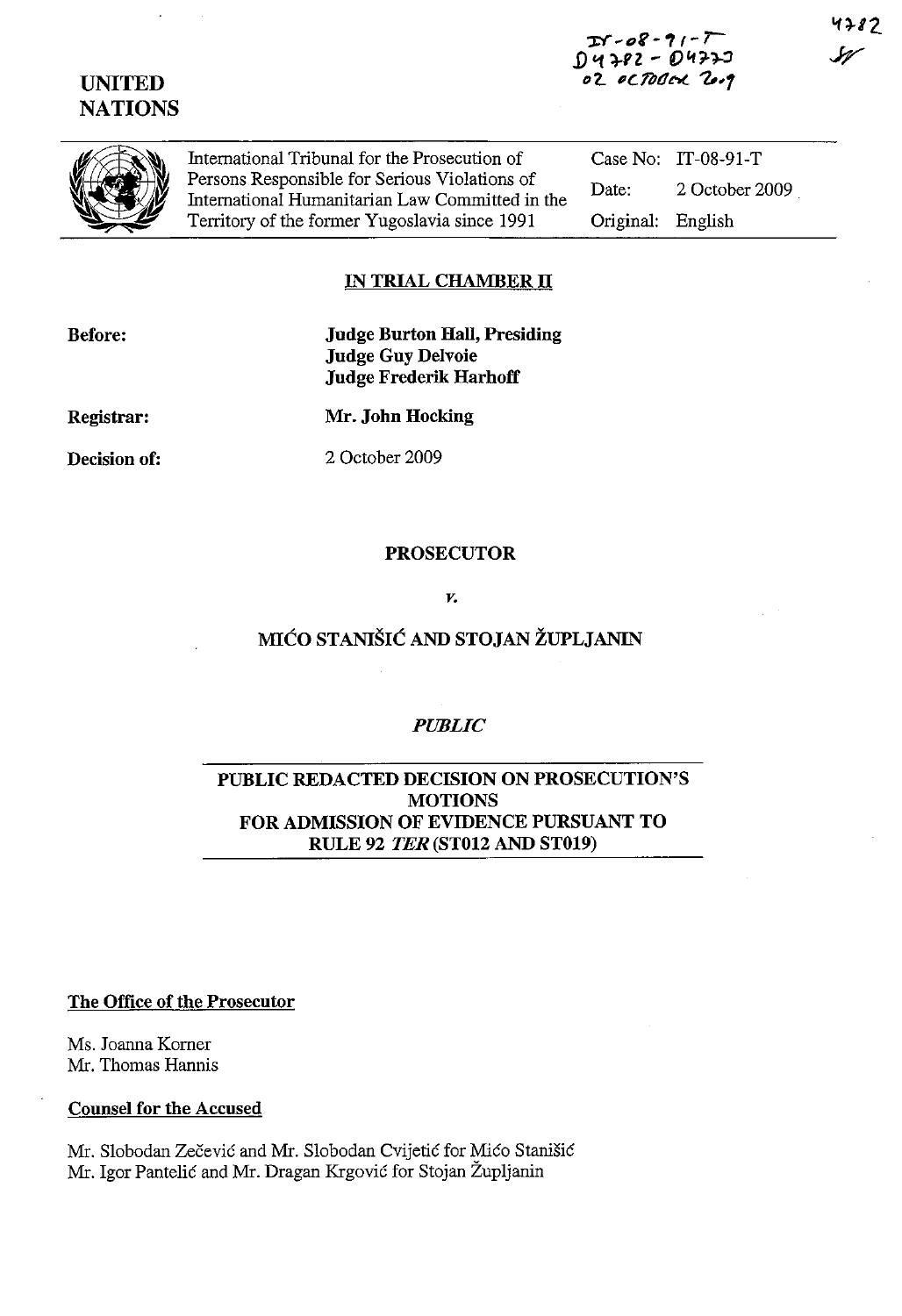IT-08-91-T
D4782 - D4773
02 OCTOBER 2009

4782
SW

**UNITED NATIONS**

| International Tribunal for the Prosecution of Persons Responsible for Serious Violations of International Humanitarian Law Committed in the Territory of the former Yugoslavia since 1991 | Case No: | IT-08-91-T |
|---|---|---|
| | Date: | 2 October 2009 |
| | Original: | English |

## IN TRIAL CHAMBER II

**Before:** **Judge Burton Hall, Presiding**
**Judge Guy Delvoie**
**Judge Frederik Harhoff**

**Registrar:** **Mr. John Hocking**

**Decision of:** 2 October 2009

**PROSECUTOR**

*v.*

**MIĆO STANIŠIĆ AND STOJAN ŽUPLJANIN**

*PUBLIC*

**PUBLIC REDACTED DECISION ON PROSECUTION'S MOTIONS FOR ADMISSION OF EVIDENCE PURSUANT TO RULE 92 *TER* (ST012 AND ST019)**

**The Office of the Prosecutor**

Ms. Joanna Korner
Mr. Thomas Hannis

**Counsel for the Accused**

Mr. Slobodan Zečević and Mr. Slobodan Cvijetić for Mićo Stanišić
Mr. Igor Pantelić and Mr. Dragan Krgović for Stojan Župljanin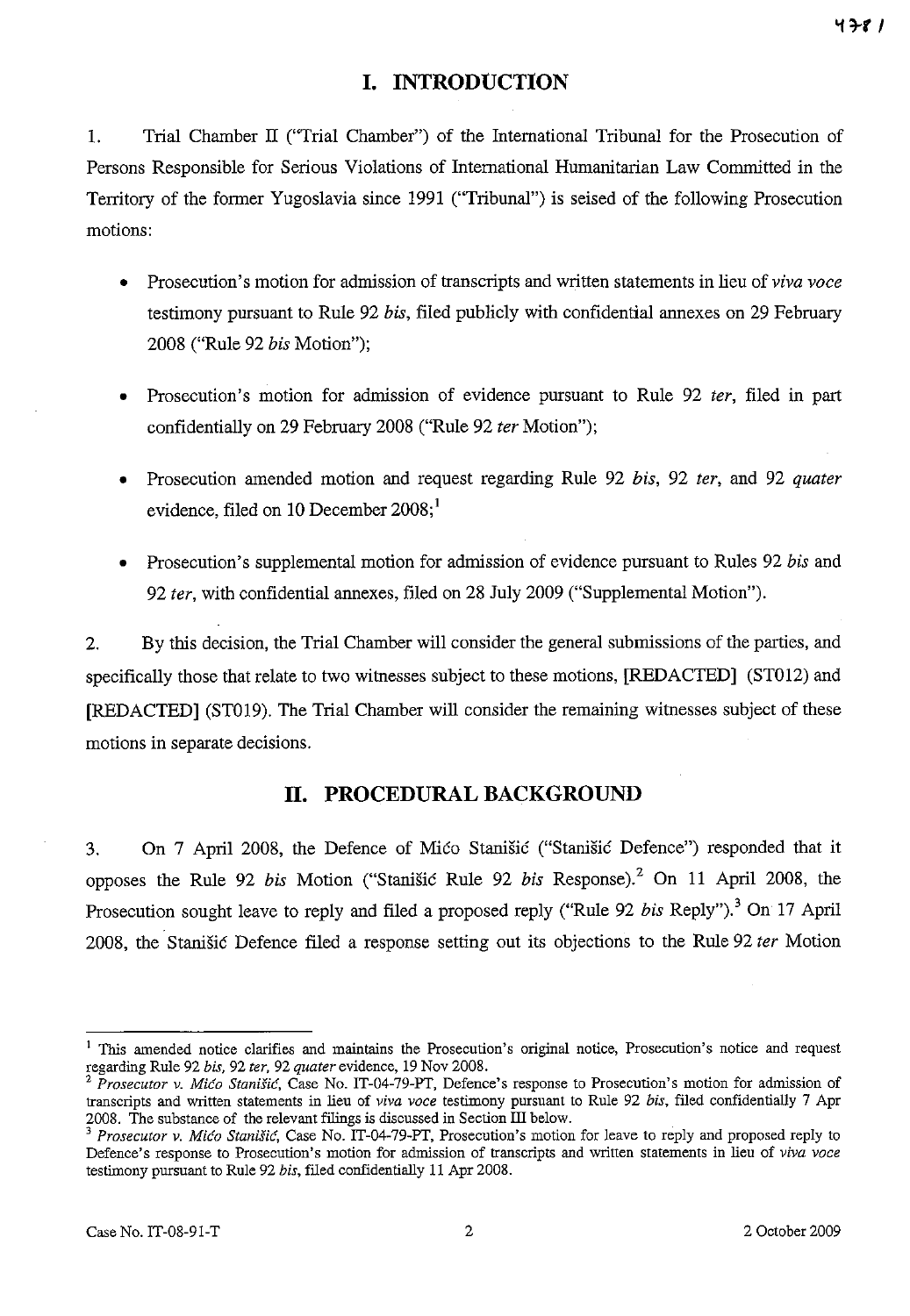## I. INTRODUCTION

1. Trial Chamber II ("Trial Chamber") of the International Tribunal for the Prosecution of Persons Responsible for Serious Violations of International Humanitarian Law Committed in the Territory of the former Yugoslavia since 1991 ("Tribunal") is seised of the following Prosecution motions:

- Prosecution's motion for admission of transcripts and written statements in lieu of *viva voce* testimony pursuant to Rule 92 *bis*, filed publicly with confidential annexes on 29 February 2008 ("Rule 92 *bis* Motion");
- Prosecution's motion for admission of evidence pursuant to Rule 92 *ter*, filed in part confidentially on 29 February 2008 ("Rule 92 *ter* Motion");
- Prosecution amended motion and request regarding Rule 92 *bis*, 92 *ter*, and 92 *quater* evidence, filed on 10 December 2008;[1]
- Prosecution's supplemental motion for admission of evidence pursuant to Rules 92 *bis* and 92 *ter*, with confidential annexes, filed on 28 July 2009 ("Supplemental Motion").

2. By this decision, the Trial Chamber will consider the general submissions of the parties, and specifically those that relate to two witnesses subject to these motions, [REDACTED] (ST012) and [REDACTED] (ST019). The Trial Chamber will consider the remaining witnesses subject of these motions in separate decisions.

## II. PROCEDURAL BACKGROUND

3. On 7 April 2008, the Defence of Mićo Stanišić ("Stanišić Defence") responded that it opposes the Rule 92 *bis* Motion ("Stanišić Rule 92 *bis* Response").[2] On 11 April 2008, the Prosecution sought leave to reply and filed a proposed reply ("Rule 92 *bis* Reply").[3] On 17 April 2008, the Stanišić Defence filed a response setting out its objections to the Rule 92 *ter* Motion

---

[1] This amended notice clarifies and maintains the Prosecution's original notice, Prosecution's notice and request regarding Rule 92 *bis*, 92 *ter*, 92 *quater* evidence, 19 Nov 2008.

[2] *Prosecutor v. Mićo Stanišić*, Case No. IT-04-79-PT, Defence's response to Prosecution's motion for admission of transcripts and written statements in lieu of *viva voce* testimony pursuant to Rule 92 *bis*, filed confidentially 7 Apr 2008. The substance of the relevant filings is discussed in Section III below.

[3] *Prosecutor v. Mićo Stanišić*, Case No. IT-04-79-PT, Prosecution's motion for leave to reply and proposed reply to Defence's response to Prosecution's motion for admission of transcripts and written statements in lieu of *viva voce* testimony pursuant to Rule 92 *bis*, filed confidentially 11 Apr 2008.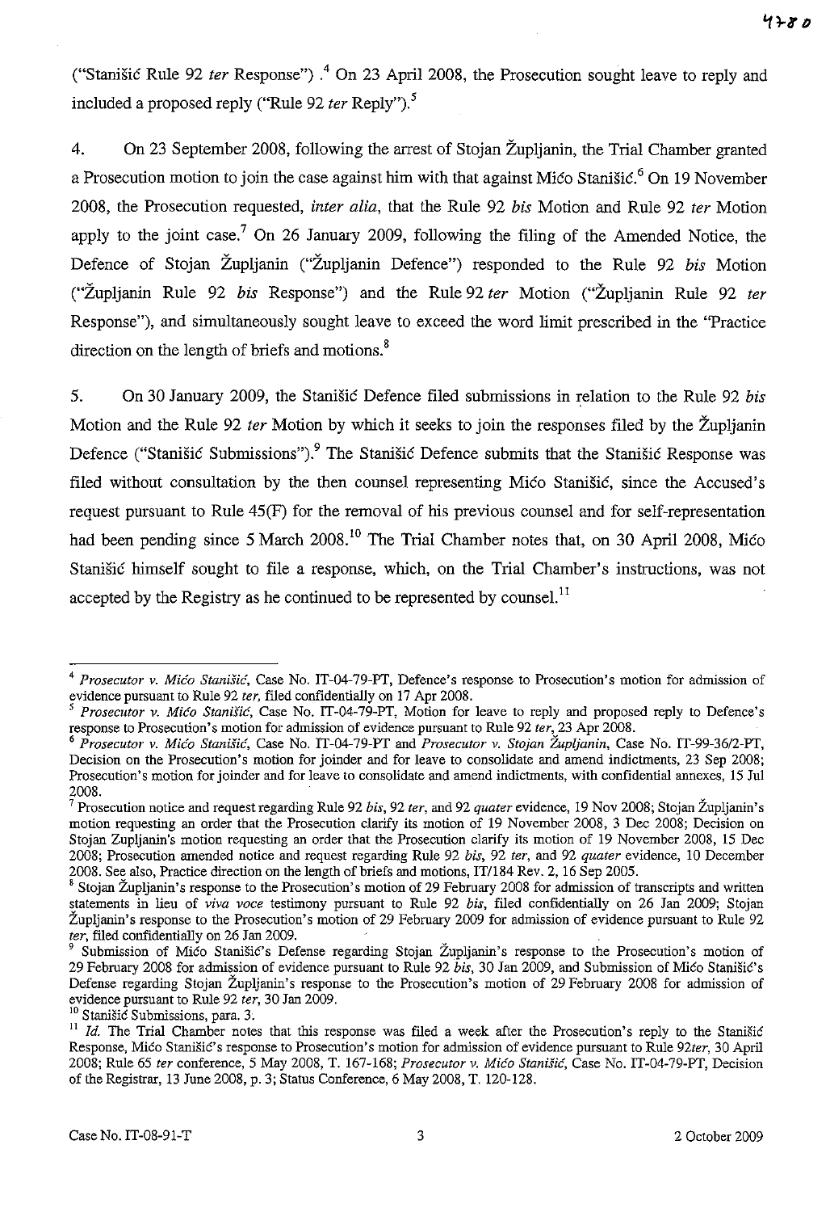("Stanišić Rule 92 *ter* Response") .[4] On 23 April 2008, the Prosecution sought leave to reply and included a proposed reply ("Rule 92 *ter* Reply").[5]

4. On 23 September 2008, following the arrest of Stojan Župljanin, the Trial Chamber granted a Prosecution motion to join the case against him with that against Mićo Stanišić.[6] On 19 November 2008, the Prosecution requested, *inter alia*, that the Rule 92 *bis* Motion and Rule 92 *ter* Motion apply to the joint case.[7] On 26 January 2009, following the filing of the Amended Notice, the Defence of Stojan Župljanin ("Župljanin Defence") responded to the Rule 92 *bis* Motion ("Župljanin Rule 92 *bis* Response") and the Rule 92 *ter* Motion ("Župljanin Rule 92 *ter* Response"), and simultaneously sought leave to exceed the word limit prescribed in the "Practice direction on the length of briefs and motions.[8]

5. On 30 January 2009, the Stanišić Defence filed submissions in relation to the Rule 92 *bis* Motion and the Rule 92 *ter* Motion by which it seeks to join the responses filed by the Župljanin Defence ("Stanišić Submissions").[9] The Stanišić Defence submits that the Stanišić Response was filed without consultation by the then counsel representing Mićo Stanišić, since the Accused's request pursuant to Rule 45(F) for the removal of his previous counsel and for self-representation had been pending since 5 March 2008.[10] The Trial Chamber notes that, on 30 April 2008, Mićo Stanišić himself sought to file a response, which, on the Trial Chamber's instructions, was not accepted by the Registry as he continued to be represented by counsel.[11]

---

[4] *Prosecutor v. Mićo Stanišić*, Case No. IT-04-79-PT, Defence's response to Prosecution's motion for admission of evidence pursuant to Rule 92 *ter*, filed confidentially on 17 Apr 2008.

[5] *Prosecutor v. Mićo Stanišić*, Case No. IT-04-79-PT, Motion for leave to reply and proposed reply to Defence's response to Prosecution's motion for admission of evidence pursuant to Rule 92 *ter*, 23 Apr 2008.

[6] *Prosecutor v. Mićo Stanišić*, Case No. IT-04-79-PT and *Prosecutor v. Stojan Župljanin*, Case No. IT-99-36/2-PT, Decision on the Prosecution's motion for joinder and for leave to consolidate and amend indictments, 23 Sep 2008; Prosecution's motion for joinder and for leave to consolidate and amend indictments, with confidential annexes, 15 Jul 2008.

[7] Prosecution notice and request regarding Rule 92 *bis*, 92 *ter*, and 92 *quater* evidence, 19 Nov 2008; Stojan Župljanin's motion requesting an order that the Prosecution clarify its motion of 19 November 2008, 3 Dec 2008; Decision on Stojan Zupljanin's motion requesting an order that the Prosecution clarify its motion of 19 November 2008, 15 Dec 2008; Prosecution amended notice and request regarding Rule 92 *bis*, 92 *ter*, and 92 *quater* evidence, 10 December 2008. See also, Practice direction on the length of briefs and motions, IT/184 Rev. 2, 16 Sep 2005.

[8] Stojan Župljanin's response to the Prosecution's motion of 29 February 2008 for admission of transcripts and written statements in lieu of *viva voce* testimony pursuant to Rule 92 *bis*, filed confidentially on 26 Jan 2009; Stojan Župljanin's response to the Prosecution's motion of 29 February 2009 for admission of evidence pursuant to Rule 92 *ter*, filed confidentially on 26 Jan 2009.

[9] Submission of Mićo Stanišić's Defense regarding Stojan Župljanin's response to the Prosecution's motion of 29 February 2008 for admission of evidence pursuant to Rule 92 *bis*, 30 Jan 2009, and Submission of Mićo Stanišić's Defense regarding Stojan Župljanin's response to the Prosecution's motion of 29 February 2008 for admission of evidence pursuant to Rule 92 *ter*, 30 Jan 2009.

[10] Stanišić Submissions, para. 3.

[11] *Id.* The Trial Chamber notes that this response was filed a week after the Prosecution's reply to the Stanišić Response, Mićo Stanišić's response to Prosecution's motion for admission of evidence pursuant to Rule 92*ter*, 30 April 2008; Rule 65 *ter* conference, 5 May 2008, T. 167-168; *Prosecutor v. Mićo Stanišić*, Case No. IT-04-79-PT, Decision of the Registrar, 13 June 2008, p. 3; Status Conference, 6 May 2008, T. 120-128.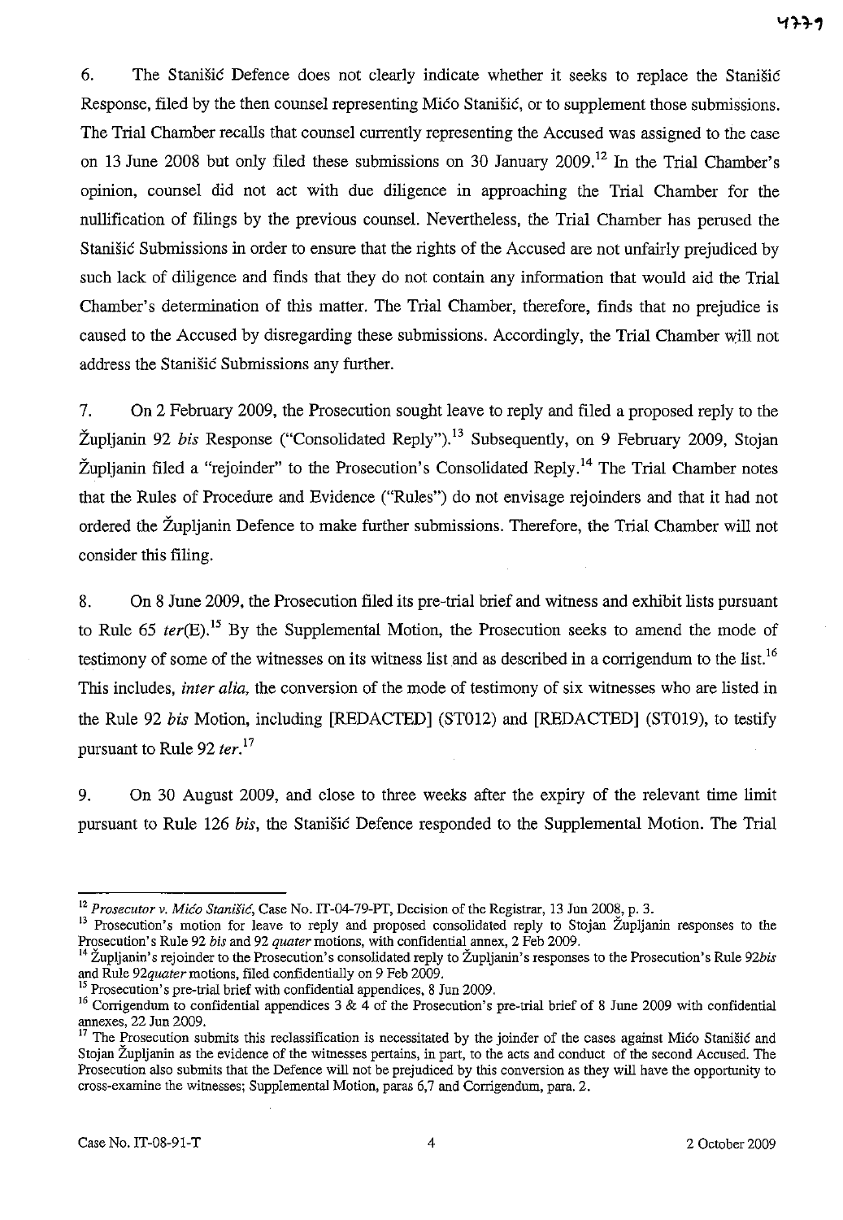6. The Stanišić Defence does not clearly indicate whether it seeks to replace the Stanišić Response, filed by the then counsel representing Mićo Stanišić, or to supplement those submissions. The Trial Chamber recalls that counsel currently representing the Accused was assigned to the case on 13 June 2008 but only filed these submissions on 30 January 2009.[12] In the Trial Chamber's opinion, counsel did not act with due diligence in approaching the Trial Chamber for the nullification of filings by the previous counsel. Nevertheless, the Trial Chamber has perused the Stanišić Submissions in order to ensure that the rights of the Accused are not unfairly prejudiced by such lack of diligence and finds that they do not contain any information that would aid the Trial Chamber's determination of this matter. The Trial Chamber, therefore, finds that no prejudice is caused to the Accused by disregarding these submissions. Accordingly, the Trial Chamber will not address the Stanišić Submissions any further.

7. On 2 February 2009, the Prosecution sought leave to reply and filed a proposed reply to the Župljanin 92 *bis* Response ("Consolidated Reply").[13] Subsequently, on 9 February 2009, Stojan Župljanin filed a "rejoinder" to the Prosecution's Consolidated Reply.[14] The Trial Chamber notes that the Rules of Procedure and Evidence ("Rules") do not envisage rejoinders and that it had not ordered the Župljanin Defence to make further submissions. Therefore, the Trial Chamber will not consider this filing.

8. On 8 June 2009, the Prosecution filed its pre-trial brief and witness and exhibit lists pursuant to Rule 65 *ter*(E).[15] By the Supplemental Motion, the Prosecution seeks to amend the mode of testimony of some of the witnesses on its witness list and as described in a corrigendum to the list.[16] This includes, *inter alia*, the conversion of the mode of testimony of six witnesses who are listed in the Rule 92 *bis* Motion, including [REDACTED] (ST012) and [REDACTED] (ST019), to testify pursuant to Rule 92 *ter*.[17]

9. On 30 August 2009, and close to three weeks after the expiry of the relevant time limit pursuant to Rule 126 *bis*, the Stanišić Defence responded to the Supplemental Motion. The Trial

---

[12] *Prosecutor v. Mićo Stanišić*, Case No. IT-04-79-PT, Decision of the Registrar, 13 Jun 2008, p. 3.

[13] Prosecution's motion for leave to reply and proposed consolidated reply to Stojan Župljanin responses to the Prosecution's Rule 92 *bis* and 92 *quater* motions, with confidential annex, 2 Feb 2009.

[14] Župljanin's rejoinder to the Prosecution's consolidated reply to Župljanin's responses to the Prosecution's Rule *92bis* and Rule *92quater* motions, filed confidentially on 9 Feb 2009.

[15] Prosecution's pre-trial brief with confidential appendices, 8 Jun 2009.

[16] Corrigendum to confidential appendices 3 & 4 of the Prosecution's pre-trial brief of 8 June 2009 with confidential annexes, 22 Jun 2009.

[17] The Prosecution submits this reclassification is necessitated by the joinder of the cases against Mićo Stanišić and Stojan Župljanin as the evidence of the witnesses pertains, in part, to the acts and conduct of the second Accused. The Prosecution also submits that the Defence will not be prejudiced by this conversion as they will have the opportunity to cross-examine the witnesses; Supplemental Motion, paras 6,7 and Corrigendum, para. 2.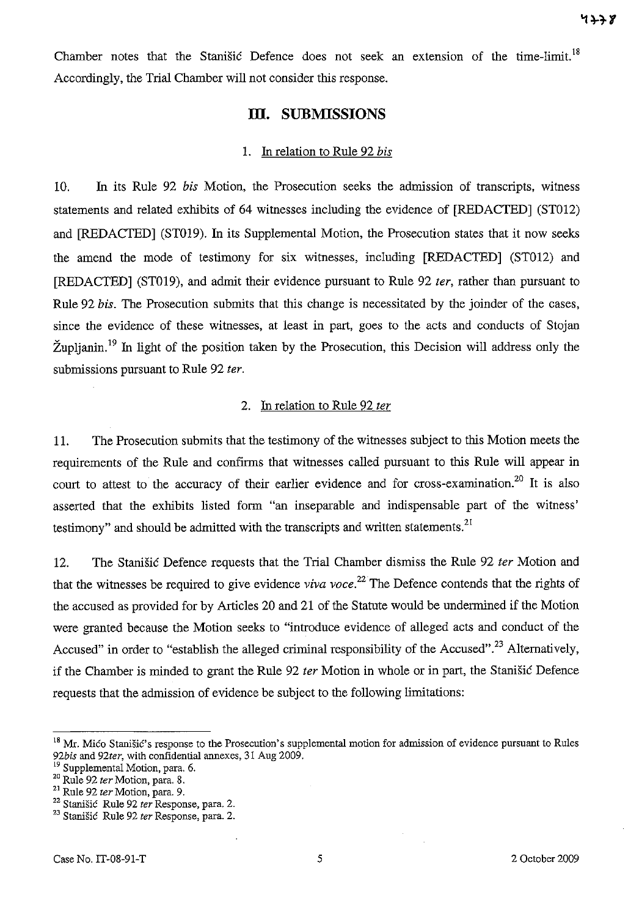Chamber notes that the Stanišić Defence does not seek an extension of the time-limit.[18] Accordingly, the Trial Chamber will not consider this response.

## III. SUBMISSIONS

### 1. In relation to Rule 92 *bis*

10. In its Rule 92 *bis* Motion, the Prosecution seeks the admission of transcripts, witness statements and related exhibits of 64 witnesses including the evidence of [REDACTED] (ST012) and [REDACTED] (ST019). In its Supplemental Motion, the Prosecution states that it now seeks the amend the mode of testimony for six witnesses, including [REDACTED] (ST012) and [REDACTED] (ST019), and admit their evidence pursuant to Rule 92 *ter*, rather than pursuant to Rule 92 *bis*. The Prosecution submits that this change is necessitated by the joinder of the cases, since the evidence of these witnesses, at least in part, goes to the acts and conducts of Stojan Župljanin.[19] In light of the position taken by the Prosecution, this Decision will address only the submissions pursuant to Rule 92 *ter*.

### 2. In relation to Rule 92 *ter*

11. The Prosecution submits that the testimony of the witnesses subject to this Motion meets the requirements of the Rule and confirms that witnesses called pursuant to this Rule will appear in court to attest to the accuracy of their earlier evidence and for cross-examination.[20] It is also asserted that the exhibits listed form "an inseparable and indispensable part of the witness' testimony" and should be admitted with the transcripts and written statements.[21]

12. The Stanišić Defence requests that the Trial Chamber dismiss the Rule 92 *ter* Motion and that the witnesses be required to give evidence *viva voce*.[22] The Defence contends that the rights of the accused as provided for by Articles 20 and 21 of the Statute would be undermined if the Motion were granted because the Motion seeks to "introduce evidence of alleged acts and conduct of the Accused" in order to "establish the alleged criminal responsibility of the Accused".[23] Alternatively, if the Chamber is minded to grant the Rule 92 *ter* Motion in whole or in part, the Stanišić Defence requests that the admission of evidence be subject to the following limitations:

---

[18] Mr. Mićo Stanišić's response to the Prosecution's supplemental motion for admission of evidence pursuant to Rules 92*bis* and 92*ter*, with confidential annexes, 31 Aug 2009.

[19] Supplemental Motion, para. 6.

[20] Rule 92 *ter* Motion, para. 8.

[21] Rule 92 *ter* Motion, para. 9.

[22] Stanišić Rule 92 *ter* Response, para. 2.

[23] Stanišić Rule 92 *ter* Response, para. 2.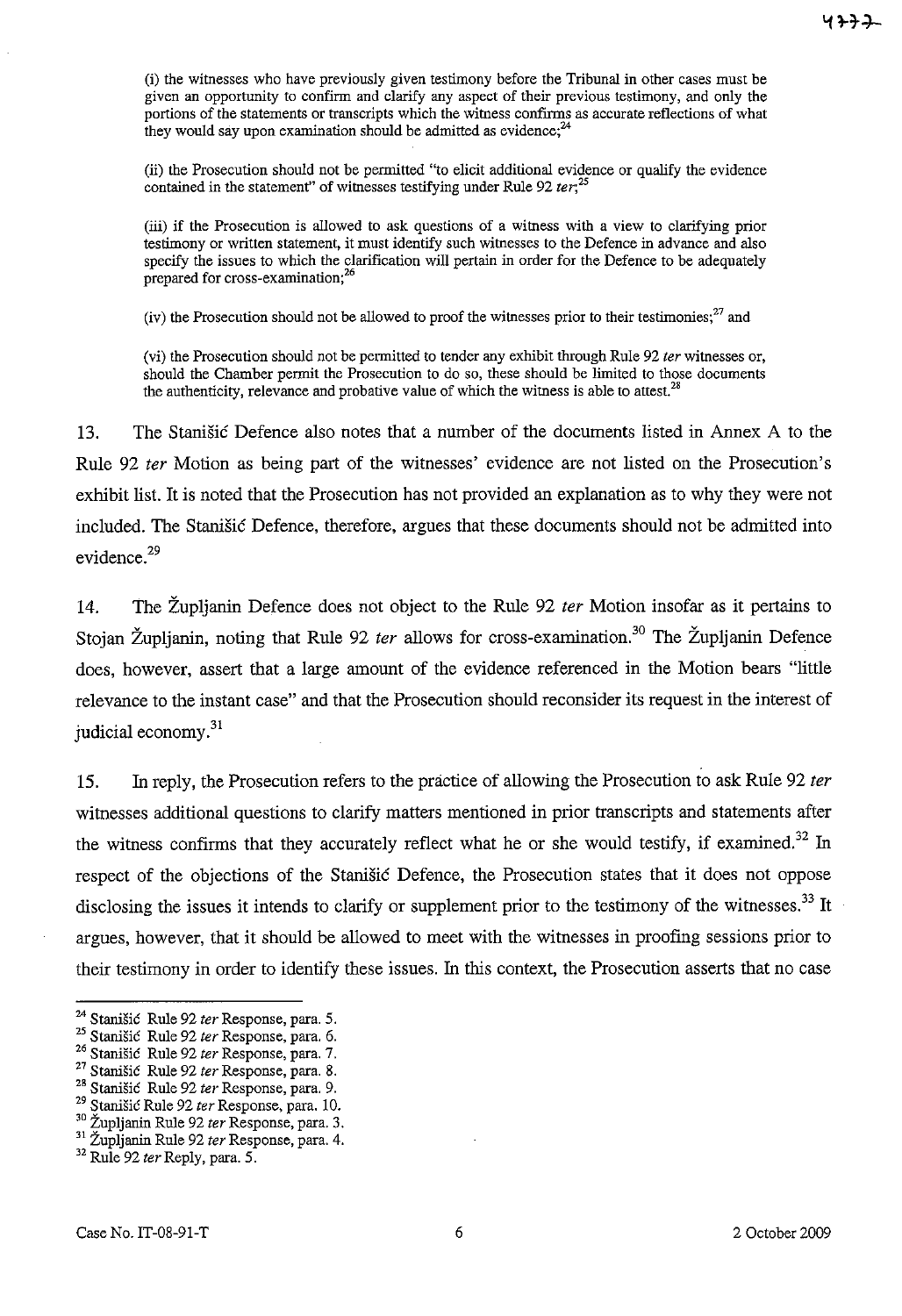(i) the witnesses who have previously given testimony before the Tribunal in other cases must be given an opportunity to confirm and clarify any aspect of their previous testimony, and only the portions of the statements or transcripts which the witness confirms as accurate reflections of what they would say upon examination should be admitted as evidence;[24]

(ii) the Prosecution should not be permitted "to elicit additional evidence or qualify the evidence contained in the statement" of witnesses testifying under Rule 92 *ter*;[25]

(iii) if the Prosecution is allowed to ask questions of a witness with a view to clarifying prior testimony or written statement, it must identify such witnesses to the Defence in advance and also specify the issues to which the clarification will pertain in order for the Defence to be adequately prepared for cross-examination;[26]

(iv) the Prosecution should not be allowed to proof the witnesses prior to their testimonies;[27] and

(vi) the Prosecution should not be permitted to tender any exhibit through Rule 92 *ter* witnesses or, should the Chamber permit the Prosecution to do so, these should be limited to those documents the authenticity, relevance and probative value of which the witness is able to attest.[28]

13. The Stanišić Defence also notes that a number of the documents listed in Annex A to the Rule 92 *ter* Motion as being part of the witnesses' evidence are not listed on the Prosecution's exhibit list. It is noted that the Prosecution has not provided an explanation as to why they were not included. The Stanišić Defence, therefore, argues that these documents should not be admitted into evidence.[29]

14. The Župljanin Defence does not object to the Rule 92 *ter* Motion insofar as it pertains to Stojan Župljanin, noting that Rule 92 *ter* allows for cross-examination.[30] The Župljanin Defence does, however, assert that a large amount of the evidence referenced in the Motion bears "little relevance to the instant case" and that the Prosecution should reconsider its request in the interest of judicial economy.[31]

15. In reply, the Prosecution refers to the practice of allowing the Prosecution to ask Rule 92 *ter* witnesses additional questions to clarify matters mentioned in prior transcripts and statements after the witness confirms that they accurately reflect what he or she would testify, if examined.[32] In respect of the objections of the Stanišić Defence, the Prosecution states that it does not oppose disclosing the issues it intends to clarify or supplement prior to the testimony of the witnesses.[33] It argues, however, that it should be allowed to meet with the witnesses in proofing sessions prior to their testimony in order to identify these issues. In this context, the Prosecution asserts that no case

---

[24] Stanišić Rule 92 *ter* Response, para. 5.

[25] Stanišić Rule 92 *ter* Response, para. 6.

[26] Stanišić Rule 92 *ter* Response, para. 7.

[27] Stanišić Rule 92 *ter* Response, para. 8.

[28] Stanišić Rule 92 *ter* Response, para. 9.

[29] Stanišić Rule 92 *ter* Response, para. 10.

[30] Župljanin Rule 92 *ter* Response, para. 3.

[31] Župljanin Rule 92 *ter* Response, para. 4.

[32] Rule 92 *ter* Reply, para. 5.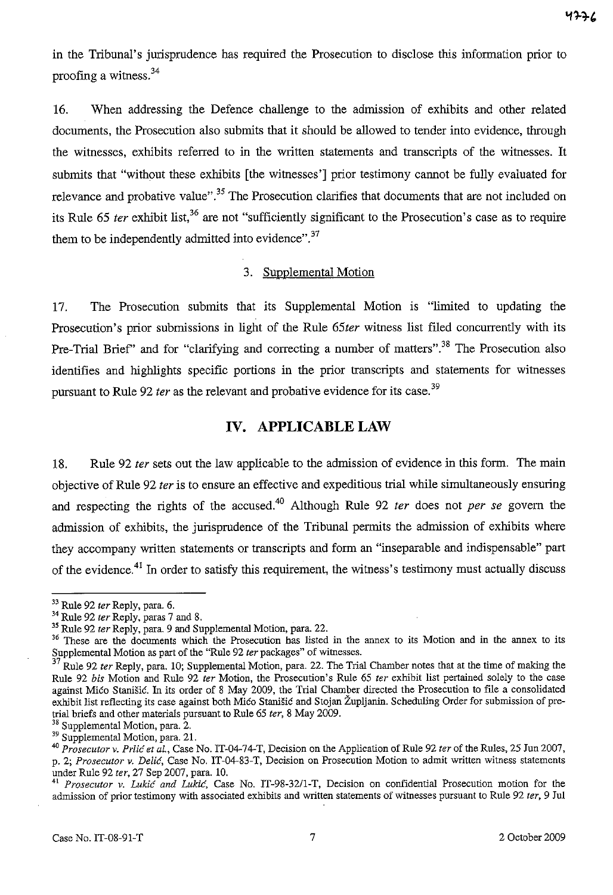in the Tribunal's jurisprudence has required the Prosecution to disclose this information prior to proofing a witness.[34]

16. When addressing the Defence challenge to the admission of exhibits and other related documents, the Prosecution also submits that it should be allowed to tender into evidence, through the witnesses, exhibits referred to in the written statements and transcripts of the witnesses. It submits that "without these exhibits [the witnesses'] prior testimony cannot be fully evaluated for relevance and probative value".[35] The Prosecution clarifies that documents that are not included on its Rule 65 *ter* exhibit list,[36] are not "sufficiently significant to the Prosecution's case as to require them to be independently admitted into evidence".[37]

### 3. Supplemental Motion

17. The Prosecution submits that its Supplemental Motion is "limited to updating the Prosecution's prior submissions in light of the Rule 65*ter* witness list filed concurrently with its Pre-Trial Brief" and for "clarifying and correcting a number of matters".[38] The Prosecution also identifies and highlights specific portions in the prior transcripts and statements for witnesses pursuant to Rule 92 *ter* as the relevant and probative evidence for its case.[39]

## IV. APPLICABLE LAW

18. Rule 92 *ter* sets out the law applicable to the admission of evidence in this form. The main objective of Rule 92 *ter* is to ensure an effective and expeditious trial while simultaneously ensuring and respecting the rights of the accused.[40] Although Rule 92 *ter* does not *per se* govern the admission of exhibits, the jurisprudence of the Tribunal permits the admission of exhibits where they accompany written statements or transcripts and form an "inseparable and indispensable" part of the evidence.[41] In order to satisfy this requirement, the witness's testimony must actually discuss

---

[33] Rule 92 *ter* Reply, para. 6.

[34] Rule 92 *ter* Reply, paras 7 and 8.

[35] Rule 92 *ter* Reply, para. 9 and Supplemental Motion, para. 22.

[36] These are the documents which the Prosecution has listed in the annex to its Motion and in the annex to its Supplemental Motion as part of the "Rule 92 *ter* packages" of witnesses.

[37] Rule 92 *ter* Reply, para. 10; Supplemental Motion, para. 22. The Trial Chamber notes that at the time of making the Rule 92 *bis* Motion and Rule 92 *ter* Motion, the Prosecution's Rule 65 *ter* exhibit list pertained solely to the case against Mićo Stanišić. In its order of 8 May 2009, the Trial Chamber directed the Prosecution to file a consolidated exhibit list reflecting its case against both Mićo Stanišić and Stojan Župljanin. Scheduling Order for submission of pre-trial briefs and other materials pursuant to Rule 65 *ter*, 8 May 2009.

[38] Supplemental Motion, para. 2.

[39] Supplemental Motion, para. 21.

[40] *Prosecutor v. Prlić et al.*, Case No. IT-04-74-T, Decision on the Application of Rule 92 *ter* of the Rules, 25 Jun 2007, p. 2; *Prosecutor v. Delić*, Case No. IT-04-83-T, Decision on Prosecution Motion to admit written witness statements under Rule 92 *ter*, 27 Sep 2007, para. 10.

[41] *Prosecutor v. Lukić and Lukić*, Case No. IT-98-32/1-T, Decision on confidential Prosecution motion for the admission of prior testimony with associated exhibits and written statements of witnesses pursuant to Rule 92 *ter*, 9 Jul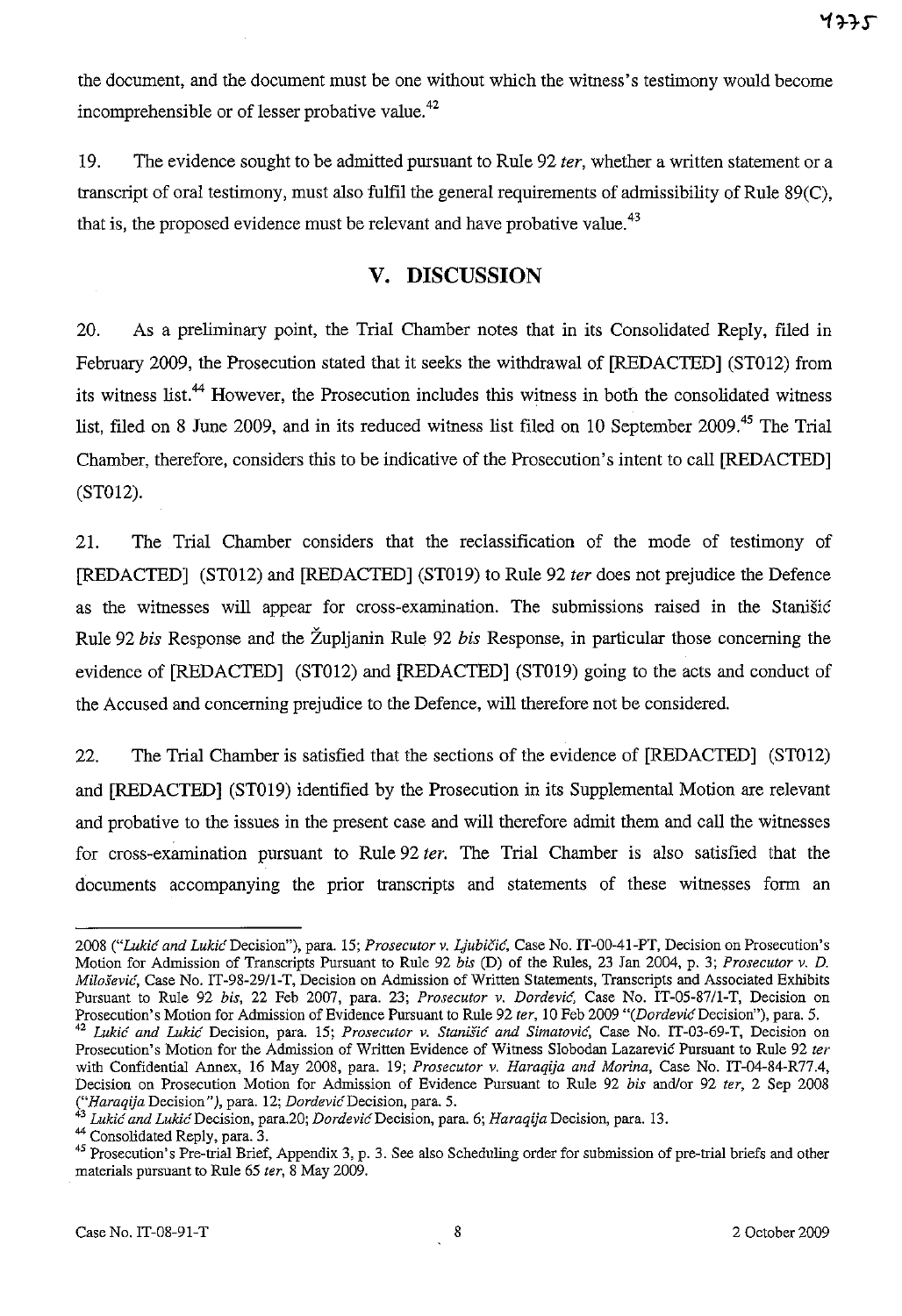the document, and the document must be one without which the witness's testimony would become incomprehensible or of lesser probative value.[42]

19. The evidence sought to be admitted pursuant to Rule 92 *ter*, whether a written statement or a transcript of oral testimony, must also fulfil the general requirements of admissibility of Rule 89(C), that is, the proposed evidence must be relevant and have probative value.[43]

## V. DISCUSSION

20. As a preliminary point, the Trial Chamber notes that in its Consolidated Reply, filed in February 2009, the Prosecution stated that it seeks the withdrawal of [REDACTED] (ST012) from its witness list.[44] However, the Prosecution includes this witness in both the consolidated witness list, filed on 8 June 2009, and in its reduced witness list filed on 10 September 2009.[45] The Trial Chamber, therefore, considers this to be indicative of the Prosecution's intent to call [REDACTED] (ST012).

21. The Trial Chamber considers that the reclassification of the mode of testimony of [REDACTED] (ST012) and [REDACTED] (ST019) to Rule 92 *ter* does not prejudice the Defence as the witnesses will appear for cross-examination. The submissions raised in the Stanišić Rule 92 *bis* Response and the Župljanin Rule 92 *bis* Response, in particular those concerning the evidence of [REDACTED] (ST012) and [REDACTED] (ST019) going to the acts and conduct of the Accused and concerning prejudice to the Defence, will therefore not be considered.

22. The Trial Chamber is satisfied that the sections of the evidence of [REDACTED] (ST012) and [REDACTED] (ST019) identified by the Prosecution in its Supplemental Motion are relevant and probative to the issues in the present case and will therefore admit them and call the witnesses for cross-examination pursuant to Rule 92 *ter*. The Trial Chamber is also satisfied that the documents accompanying the prior transcripts and statements of these witnesses form an

---

2008 ("*Lukić and Lukić* Decision"), para. 15; *Prosecutor v. Ljubičić*, Case No. IT-00-41-PT, Decision on Prosecution's Motion for Admission of Transcripts Pursuant to Rule 92 *bis* (D) of the Rules, 23 Jan 2004, p. 3; *Prosecutor v. D. Milošević*, Case No. IT-98-29/1-T, Decision on Admission of Written Statements, Transcripts and Associated Exhibits Pursuant to Rule 92 *bis*, 22 Feb 2007, para. 23; *Prosecutor v. Dordević*, Case No. IT-05-87/1-T, Decision on Prosecution's Motion for Admission of Evidence Pursuant to Rule 92 *ter*, 10 Feb 2009 "(*Dordević* Decision"), para. 5.

[42] *Lukić and Lukić* Decision, para. 15; *Prosecutor v. Stanišić and Simatović*, Case No. IT-03-69-T, Decision on Prosecution's Motion for the Admission of Written Evidence of Witness Slobodan Lazarević Pursuant to Rule 92 *ter* with Confidential Annex, 16 May 2008, para. 19; *Prosecutor v. Haraqija and Morina*, Case No. IT-04-84-R77.4, Decision on Prosecution Motion for Admission of Evidence Pursuant to Rule 92 *bis* and/or 92 *ter*, 2 Sep 2008 ("*Haraqija* Decision"), para. 12; *Dordević* Decision, para. 5.

[43] *Lukić and Lukić* Decision, para.20; *Dordević* Decision, para. 6; *Haraqija* Decision, para. 13.

[44] Consolidated Reply, para. 3.

[45] Prosecution's Pre-trial Brief, Appendix 3, p. 3. See also Scheduling order for submission of pre-trial briefs and other materials pursuant to Rule 65 *ter*, 8 May 2009.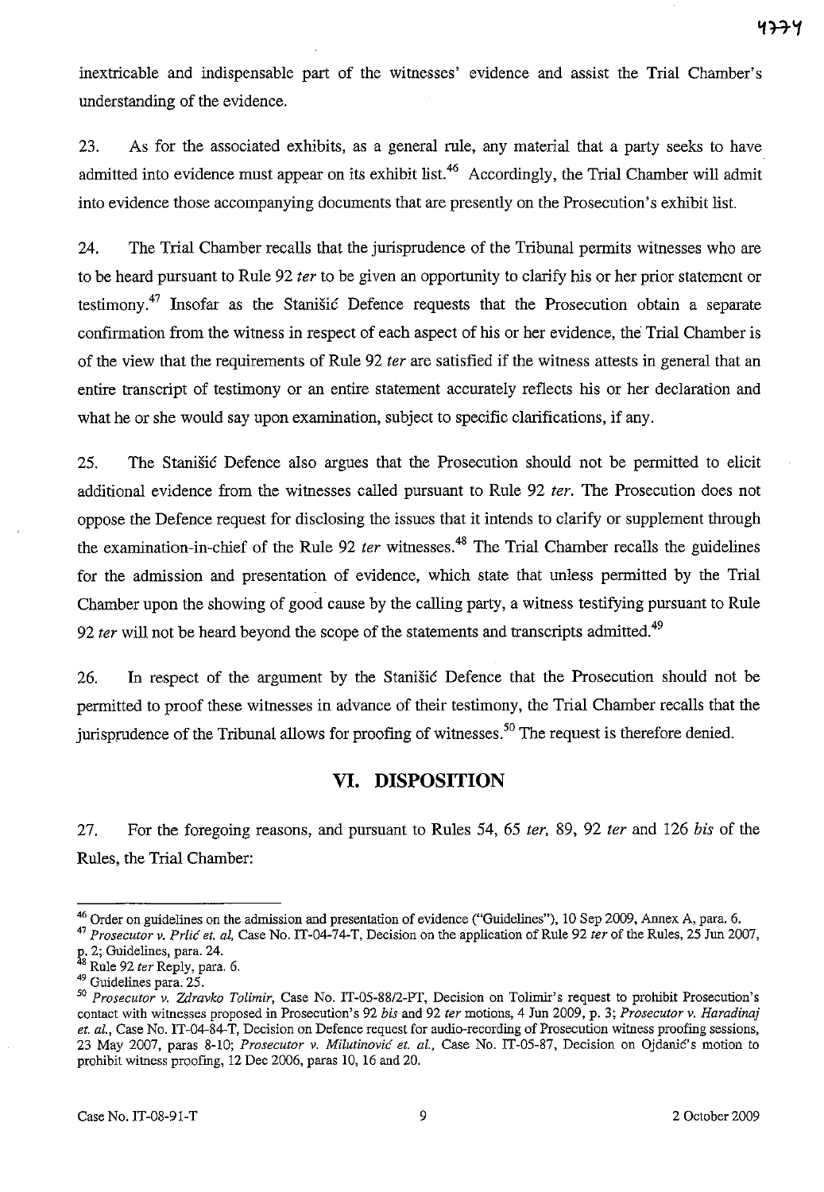inextricable and indispensable part of the witnesses' evidence and assist the Trial Chamber's understanding of the evidence.

23. As for the associated exhibits, as a general rule, any material that a party seeks to have admitted into evidence must appear on its exhibit list.[46] Accordingly, the Trial Chamber will admit into evidence those accompanying documents that are presently on the Prosecution's exhibit list.

24. The Trial Chamber recalls that the jurisprudence of the Tribunal permits witnesses who are to be heard pursuant to Rule 92 *ter* to be given an opportunity to clarify his or her prior statement or testimony.[47] Insofar as the Stanišić Defence requests that the Prosecution obtain a separate confirmation from the witness in respect of each aspect of his or her evidence, the Trial Chamber is of the view that the requirements of Rule 92 *ter* are satisfied if the witness attests in general that an entire transcript of testimony or an entire statement accurately reflects his or her declaration and what he or she would say upon examination, subject to specific clarifications, if any.

25. The Stanišić Defence also argues that the Prosecution should not be permitted to elicit additional evidence from the witnesses called pursuant to Rule 92 *ter*. The Prosecution does not oppose the Defence request for disclosing the issues that it intends to clarify or supplement through the examination-in-chief of the Rule 92 *ter* witnesses.[48] The Trial Chamber recalls the guidelines for the admission and presentation of evidence, which state that unless permitted by the Trial Chamber upon the showing of good cause by the calling party, a witness testifying pursuant to Rule 92 *ter* will not be heard beyond the scope of the statements and transcripts admitted.[49]

26. In respect of the argument by the Stanišić Defence that the Prosecution should not be permitted to proof these witnesses in advance of their testimony, the Trial Chamber recalls that the jurisprudence of the Tribunal allows for proofing of witnesses.[50] The request is therefore denied.

## VI. DISPOSITION

27. For the foregoing reasons, and pursuant to Rules 54, 65 *ter*, 89, 92 *ter* and 126 *bis* of the Rules, the Trial Chamber:

---

[46] Order on guidelines on the admission and presentation of evidence ("Guidelines"), 10 Sep 2009, Annex A, para. 6.

[47] *Prosecutor v. Prlić et. al*, Case No. IT-04-74-T, Decision on the application of Rule 92 *ter* of the Rules, 25 Jun 2007, p. 2; Guidelines, para. 24.

[48] Rule 92 *ter* Reply, para. 6.

[49] Guidelines para. 25.

[50] *Prosecutor v. Zdravko Tolimir*, Case No. IT-05-88/2-PT, Decision on Tolimir's request to prohibit Prosecution's contact with witnesses proposed in Prosecution's 92 *bis* and 92 *ter* motions, 4 Jun 2009, p. 3; *Prosecutor v. Haradinaj et. al.*, Case No. IT-04-84-T, Decision on Defence request for audio-recording of Prosecution witness proofing sessions, 23 May 2007, paras 8-10; *Prosecutor v. Milutinović et. al.*, Case No. IT-05-87, Decision on Ojdanić's motion to prohibit witness proofing, 12 Dec 2006, paras 10, 16 and 20.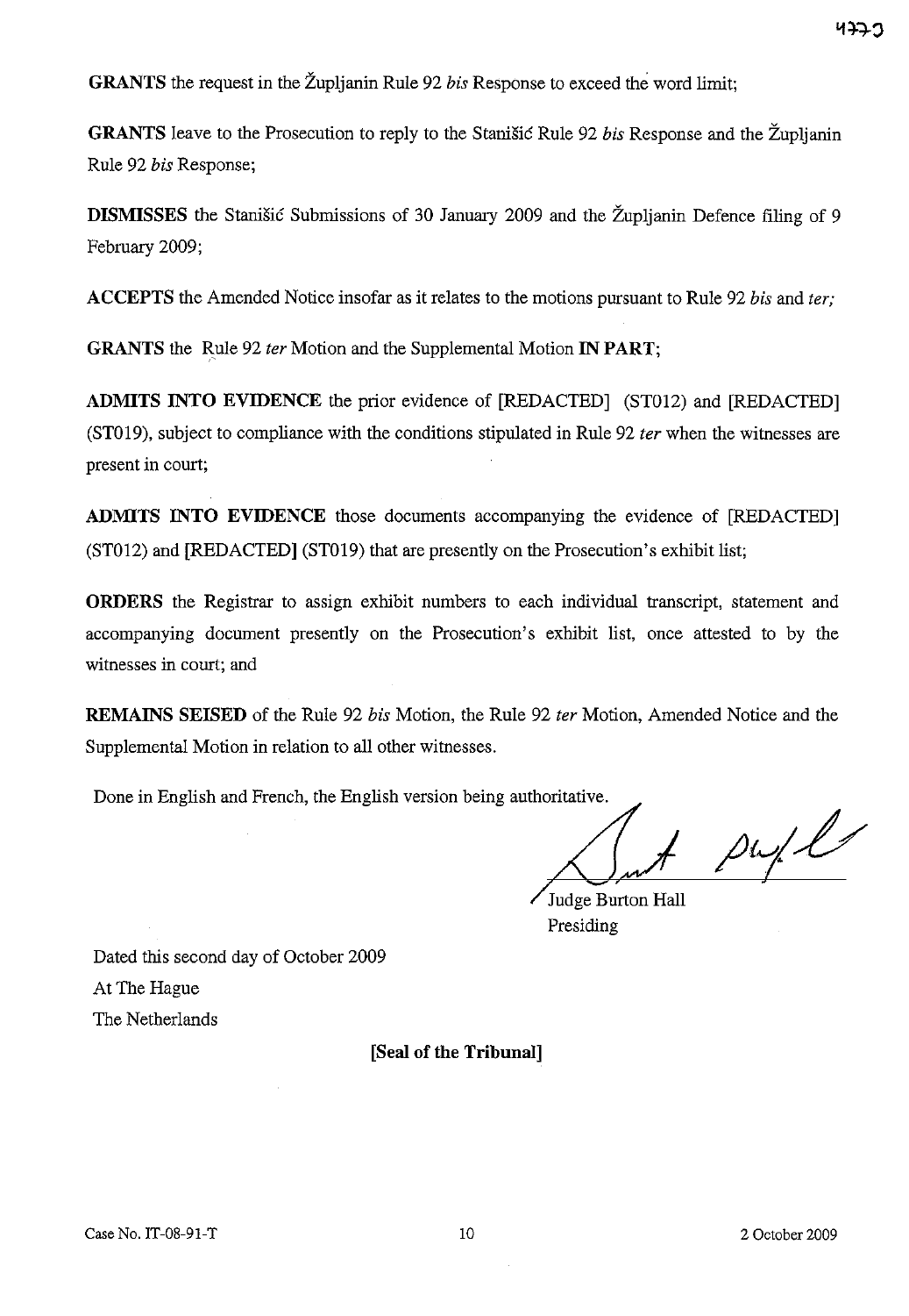**GRANTS** the request in the Župljanin Rule 92 *bis* Response to exceed the word limit;

**GRANTS** leave to the Prosecution to reply to the Stanišić Rule 92 *bis* Response and the Župljanin Rule 92 *bis* Response;

**DISMISSES** the Stanišić Submissions of 30 January 2009 and the Župljanin Defence filing of 9 February 2009;

**ACCEPTS** the Amended Notice insofar as it relates to the motions pursuant to Rule 92 *bis* and *ter;*

**GRANTS** the Rule 92 *ter* Motion and the Supplemental Motion **IN PART**;

**ADMITS INTO EVIDENCE** the prior evidence of [REDACTED] (ST012) and [REDACTED] (ST019), subject to compliance with the conditions stipulated in Rule 92 *ter* when the witnesses are present in court;

**ADMITS INTO EVIDENCE** those documents accompanying the evidence of [REDACTED] (ST012) and [REDACTED] (ST019) that are presently on the Prosecution's exhibit list;

**ORDERS** the Registrar to assign exhibit numbers to each individual transcript, statement and accompanying document presently on the Prosecution's exhibit list, once attested to by the witnesses in court; and

**REMAINS SEISED** of the Rule 92 *bis* Motion, the Rule 92 *ter* Motion, Amended Notice and the Supplemental Motion in relation to all other witnesses.

Done in English and French, the English version being authoritative.

Judge Burton Hall
Presiding

Dated this second day of October 2009
At The Hague
The Netherlands

**[Seal of the Tribunal]**